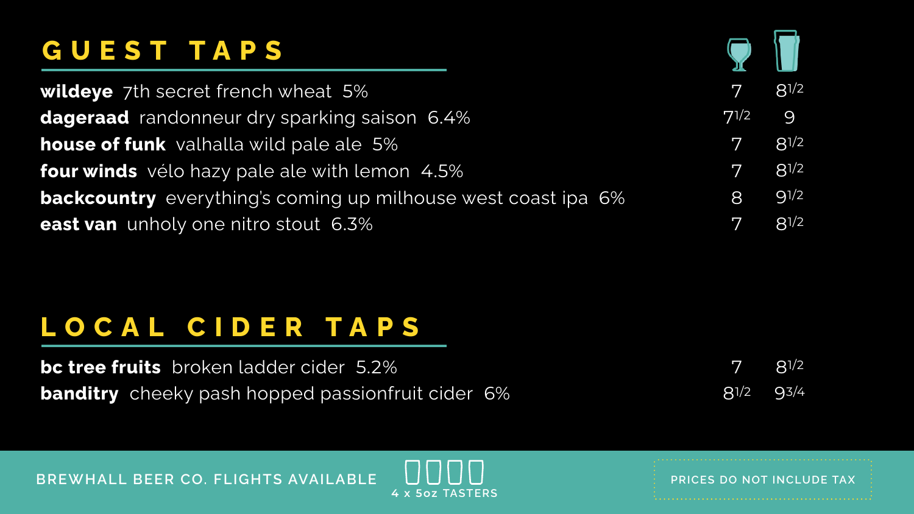## GUEST TAPS

| | Glass | Pint |
|---|---|---|
| **wildeye** 7th secret french wheat 5% | 7 | 8 1/2 |
| **dageraad** randonneur dry sparking saison 6.4% | 7 1/2 | 9 |
| **house of funk** valhalla wild pale ale 5% | 7 | 8 1/2 |
| **four winds** vélo hazy pale ale with lemon 4.5% | 7 | 8 1/2 |
| **backcountry** everything's coming up milhouse west coast ipa 6% | 8 | 9 1/2 |
| **east van** unholy one nitro stout 6.3% | 7 | 8 1/2 |

## LOCAL CIDER TAPS

| | Glass | Pint |
|---|---|---|
| **bc tree fruits** broken ladder cider 5.2% | 7 | 8 1/2 |
| **banditry** cheeky pash hopped passionfruit cider 6% | 8 1/2 | 9 3/4 |

BREWHALL BEER CO. FLIGHTS AVAILABLE

4 x 5oz TASTERS

PRICES DO NOT INCLUDE TAX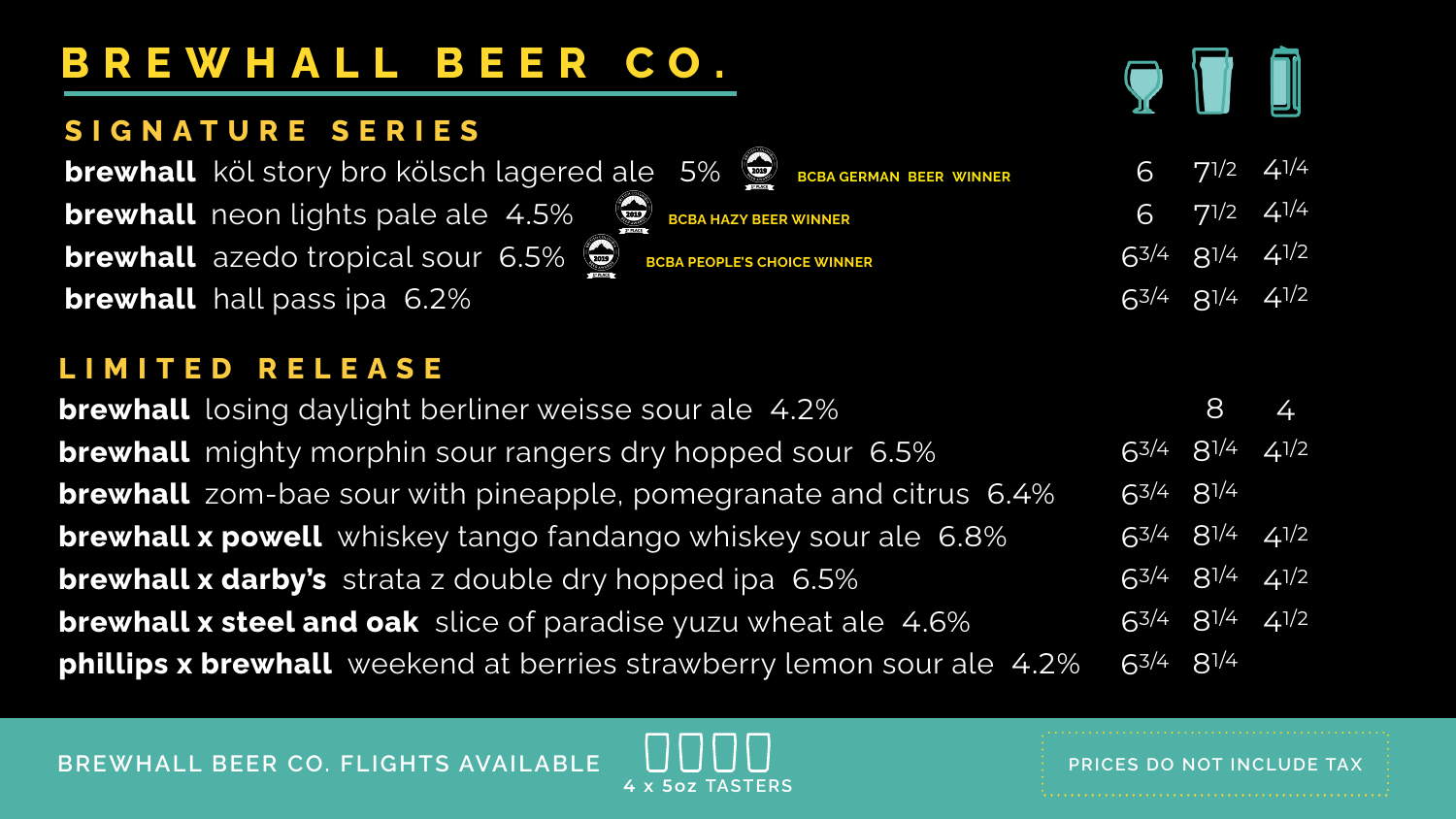# BREWHALL BEER CO.

## SIGNATURE SERIES

| Beer | Glass 1 | Glass 2 | Glass 3 |
|---|---|---|---|
| **brewhall** köl story bro kölsch lagered ale 5% — BCBA GERMAN BEER WINNER | 6 | 7 1/2 | 4 1/4 |
| **brewhall** neon lights pale ale 4.5% — BCBA HAZY BEER WINNER | 6 | 7 1/2 | 4 1/4 |
| **brewhall** azedo tropical sour 6.5% — BCBA PEOPLE'S CHOICE WINNER | 6 3/4 | 8 1/4 | 4 1/2 |
| **brewhall** hall pass ipa 6.2% | 6 3/4 | 8 1/4 | 4 1/2 |

## LIMITED RELEASE

| Beer | Glass 1 | Glass 2 | Glass 3 |
|---|---|---|---|
| **brewhall** losing daylight berliner weisse sour ale 4.2% | | 8 | 4 |
| **brewhall** mighty morphin sour rangers dry hopped sour 6.5% | 6 3/4 | 8 1/4 | 4 1/2 |
| **brewhall** zom-bae sour with pineapple, pomegranate and citrus 6.4% | 6 3/4 | 8 1/4 | |
| **brewhall x powell** whiskey tango fandango whiskey sour ale 6.8% | 6 3/4 | 8 1/4 | 4 1/2 |
| **brewhall x darby's** strata z double dry hopped ipa 6.5% | 6 3/4 | 8 1/4 | 4 1/2 |
| **brewhall x steel and oak** slice of paradise yuzu wheat ale 4.6% | 6 3/4 | 8 1/4 | 4 1/2 |
| **phillips x brewhall** weekend at berries strawberry lemon sour ale 4.2% | 6 3/4 | 8 1/4 | |

BREWHALL BEER CO. FLIGHTS AVAILABLE — 4 x 5oz TASTERS

PRICES DO NOT INCLUDE TAX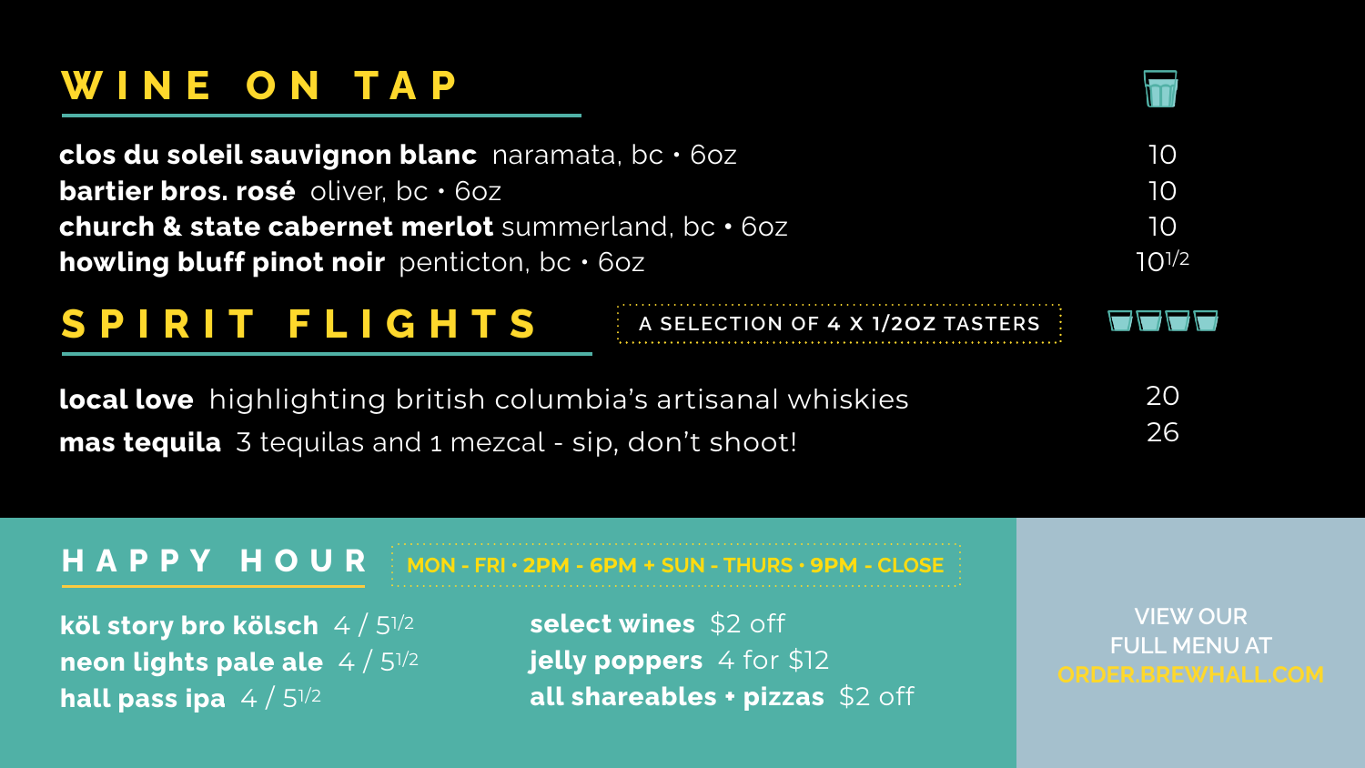## WINE ON TAP

| | |
|---|---|
| **clos du soleil sauvignon blanc** naramata, bc • 6oz | 10 |
| **bartier bros. rosé** oliver, bc • 6oz | 10 |
| **church & state cabernet merlot** summerland, bc • 6oz | 10 |
| **howling bluff pinot noir** penticton, bc • 6oz | 10½ |

## SPIRIT FLIGHTS

A SELECTION OF 4 X 1/2OZ TASTERS

| | |
|---|---|
| **local love** highlighting british columbia's artisanal whiskies | 20 |
| **mas tequila** 3 tequilas and 1 mezcal - sip, don't shoot! | 26 |

## HAPPY HOUR

MON - FRI • 2PM - 6PM + SUN - THURS • 9PM - CLOSE

**köl story bro kölsch** 4 / 5½
**neon lights pale ale** 4 / 5½
**hall pass ipa** 4 / 5½

**select wines** $2 off
**jelly poppers** 4 for $12
**all shareables + pizzas** $2 off

VIEW OUR FULL MENU AT ORDER.BREWHALL.COM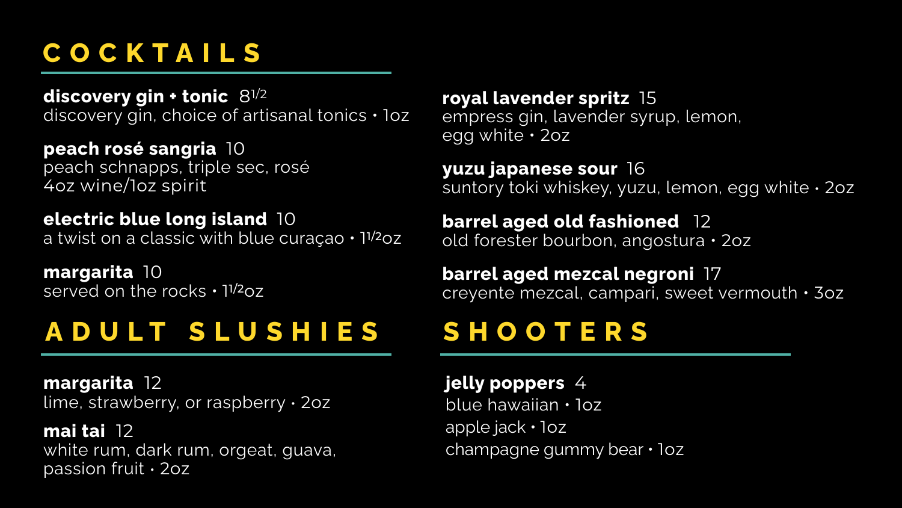## COCKTAILS

**discovery gin + tonic** 8 1/2
discovery gin, choice of artisanal tonics • 1oz

**peach rosé sangria** 10
peach schnapps, triple sec, rosé
4oz wine/1oz spirit

**electric blue long island** 10
a twist on a classic with blue curaçao • 1 1/2oz

**margarita** 10
served on the rocks • 1 1/2oz

**royal lavender spritz** 15
empress gin, lavender syrup, lemon,
egg white • 2oz

**yuzu japanese sour** 16
suntory toki whiskey, yuzu, lemon, egg white • 2oz

**barrel aged old fashioned** 12
old forester bourbon, angostura • 2oz

**barrel aged mezcal negroni** 17
creyente mezcal, campari, sweet vermouth • 3oz

## ADULT SLUSHIES

**margarita** 12
lime, strawberry, or raspberry • 2oz

**mai tai** 12
white rum, dark rum, orgeat, guava,
passion fruit • 2oz

## SHOOTERS

**jelly poppers** 4
blue hawaiian • 1oz
apple jack • 1oz
champagne gummy bear • 1oz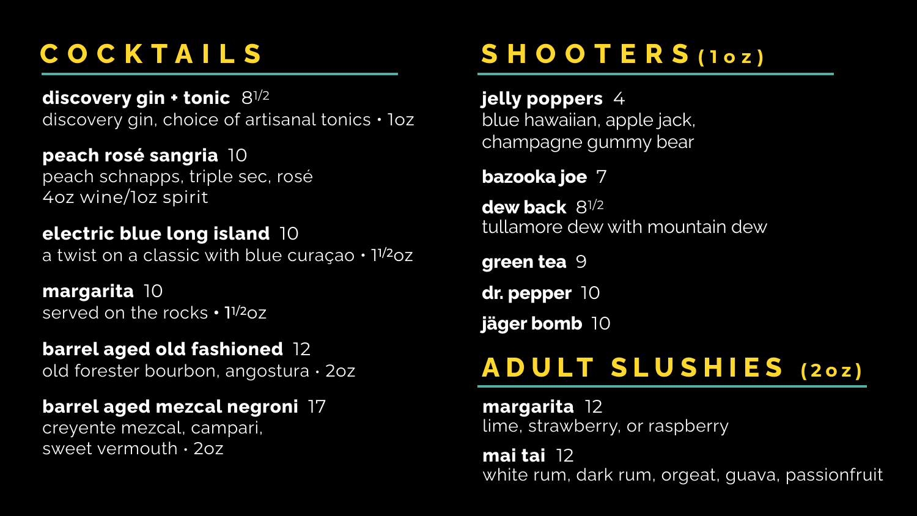## COCKTAILS

**discovery gin + tonic** 8 1/2
discovery gin, choice of artisanal tonics • 1oz

**peach rosé sangria** 10
peach schnapps, triple sec, rosé
4oz wine/1oz spirit

**electric blue long island** 10
a twist on a classic with blue curaçao • 1 1/2oz

**margarita** 10
served on the rocks • 1 1/2oz

**barrel aged old fashioned** 12
old forester bourbon, angostura • 2oz

**barrel aged mezcal negroni** 17
creyente mezcal, campari,
sweet vermouth • 2oz

## SHOOTERS (1oz)

**jelly poppers** 4
blue hawaiian, apple jack,
champagne gummy bear

**bazooka joe** 7

**dew back** 8 1/2
tullamore dew with mountain dew

**green tea** 9

**dr. pepper** 10

**jäger bomb** 10

## ADULT SLUSHIES (2oz)

**margarita** 12
lime, strawberry, or raspberry

**mai tai** 12
white rum, dark rum, orgeat, guava, passionfruit